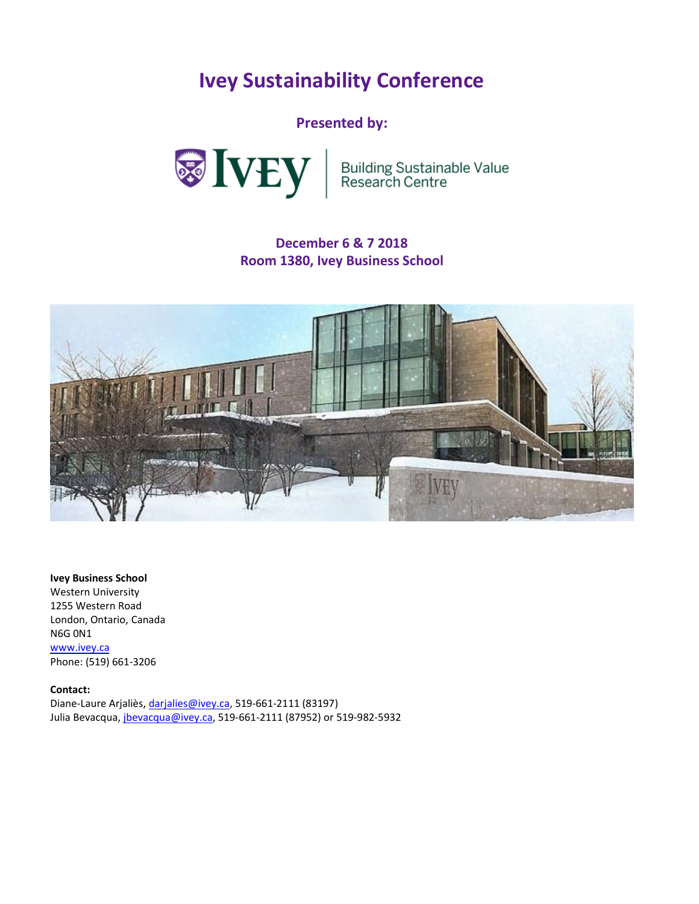# Ivey Sustainability Conference

**Presented by:**

Ivey | Building Sustainable Value Research Centre

**December 6 & 7 2018**
**Room 1380, Ivey Business School**

**Ivey Business School**
Western University
1255 Western Road
London, Ontario, Canada
N6G 0N1
www.ivey.ca
Phone: (519) 661-3206

**Contact:**
Diane-Laure Arjaliès, darjalies@ivey.ca, 519-661-2111 (83197)
Julia Bevacqua, jbevacqua@ivey.ca, 519-661-2111 (87952) or 519-982-5932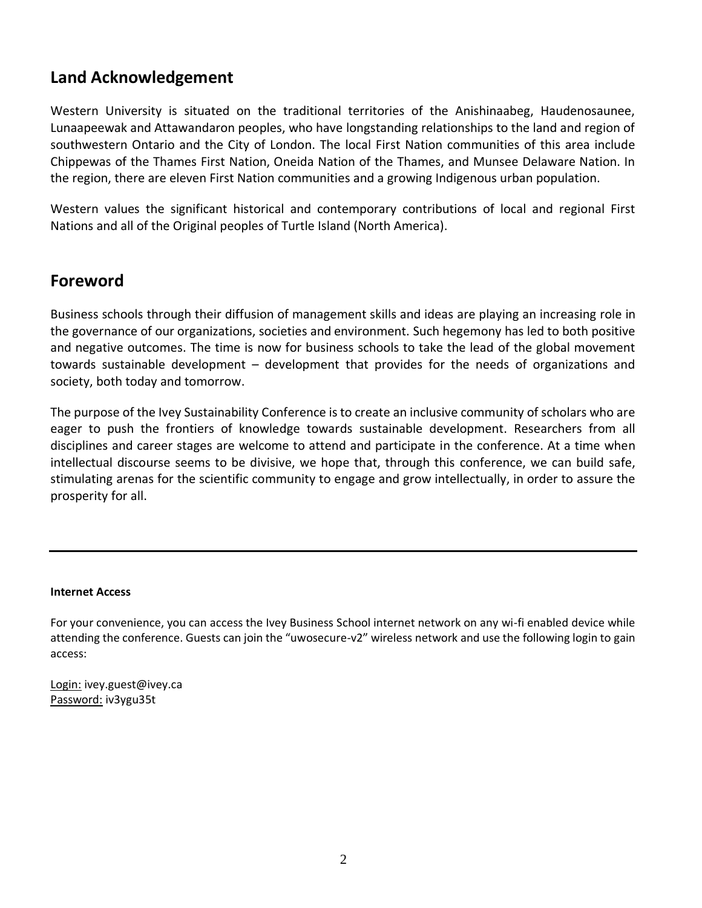## Land Acknowledgement

Western University is situated on the traditional territories of the Anishinaabeg, Haudenosaunee, Lunaapeewak and Attawandaron peoples, who have longstanding relationships to the land and region of southwestern Ontario and the City of London. The local First Nation communities of this area include Chippewas of the Thames First Nation, Oneida Nation of the Thames, and Munsee Delaware Nation. In the region, there are eleven First Nation communities and a growing Indigenous urban population.

Western values the significant historical and contemporary contributions of local and regional First Nations and all of the Original peoples of Turtle Island (North America).

## Foreword

Business schools through their diffusion of management skills and ideas are playing an increasing role in the governance of our organizations, societies and environment. Such hegemony has led to both positive and negative outcomes. The time is now for business schools to take the lead of the global movement towards sustainable development – development that provides for the needs of organizations and society, both today and tomorrow.

The purpose of the Ivey Sustainability Conference is to create an inclusive community of scholars who are eager to push the frontiers of knowledge towards sustainable development. Researchers from all disciplines and career stages are welcome to attend and participate in the conference. At a time when intellectual discourse seems to be divisive, we hope that, through this conference, we can build safe, stimulating arenas for the scientific community to engage and grow intellectually, in order to assure the prosperity for all.

---

**Internet Access**

For your convenience, you can access the Ivey Business School internet network on any wi-fi enabled device while attending the conference. Guests can join the "uwosecure-v2" wireless network and use the following login to gain access:

Login: ivey.guest@ivey.ca
Password: iv3ygu35t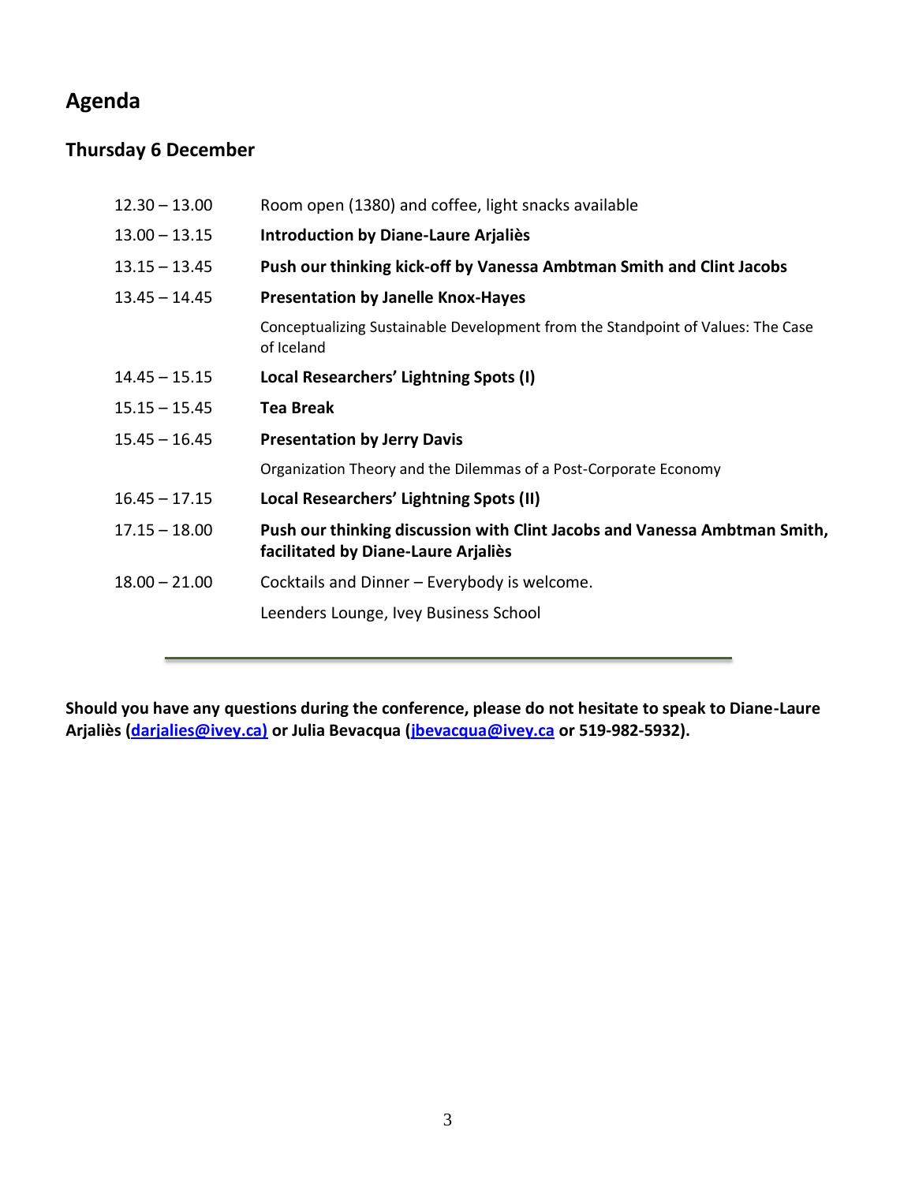## Agenda

### Thursday 6 December

| | |
|---|---|
| 12.30 – 13.00 | Room open (1380) and coffee, light snacks available |
| 13.00 – 13.15 | **Introduction by Diane-Laure Arjaliès** |
| 13.15 – 13.45 | **Push our thinking kick-off by Vanessa Ambtman Smith and Clint Jacobs** |
| 13.45 – 14.45 | **Presentation by Janelle Knox-Hayes** |
| | Conceptualizing Sustainable Development from the Standpoint of Values: The Case of Iceland |
| 14.45 – 15.15 | **Local Researchers' Lightning Spots (I)** |
| 15.15 – 15.45 | **Tea Break** |
| 15.45 – 16.45 | **Presentation by Jerry Davis** |
| | Organization Theory and the Dilemmas of a Post-Corporate Economy |
| 16.45 – 17.15 | **Local Researchers' Lightning Spots (II)** |
| 17.15 – 18.00 | **Push our thinking discussion with Clint Jacobs and Vanessa Ambtman Smith, facilitated by Diane-Laure Arjaliès** |
| 18.00 – 21.00 | Cocktails and Dinner – Everybody is welcome. |
| | Leenders Lounge, Ivey Business School |

---

**Should you have any questions during the conference, please do not hesitate to speak to Diane-Laure Arjaliès (darjalies@ivey.ca) or Julia Bevacqua (jbevacqua@ivey.ca or 519-982-5932).**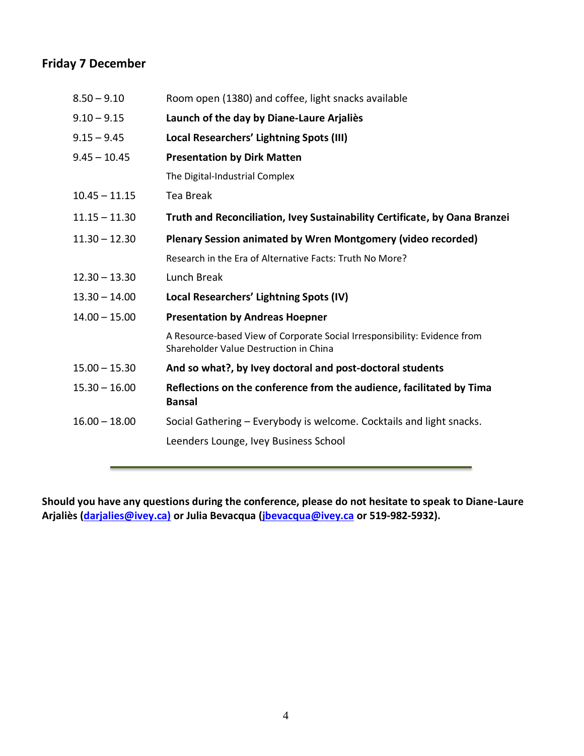## Friday 7 December

| | |
|---|---|
| 8.50 – 9.10 | Room open (1380) and coffee, light snacks available |
| 9.10 – 9.15 | **Launch of the day by Diane-Laure Arjaliès** |
| 9.15 – 9.45 | **Local Researchers' Lightning Spots (III)** |
| 9.45 – 10.45 | **Presentation by Dirk Matten** |
| | The Digital-Industrial Complex |
| 10.45 – 11.15 | Tea Break |
| 11.15 – 11.30 | **Truth and Reconciliation, Ivey Sustainability Certificate, by Oana Branzei** |
| 11.30 – 12.30 | **Plenary Session animated by Wren Montgomery (video recorded)** |
| | Research in the Era of Alternative Facts: Truth No More? |
| 12.30 – 13.30 | Lunch Break |
| 13.30 – 14.00 | **Local Researchers' Lightning Spots (IV)** |
| 14.00 – 15.00 | **Presentation by Andreas Hoepner** |
| | A Resource-based View of Corporate Social Irresponsibility: Evidence from Shareholder Value Destruction in China |
| 15.00 – 15.30 | **And so what?, by Ivey doctoral and post-doctoral students** |
| 15.30 – 16.00 | **Reflections on the conference from the audience, facilitated by Tima Bansal** |
| 16.00 – 18.00 | Social Gathering – Everybody is welcome. Cocktails and light snacks. |
| | Leenders Lounge, Ivey Business School |

---

**Should you have any questions during the conference, please do not hesitate to speak to Diane-Laure Arjaliès (darjalies@ivey.ca) or Julia Bevacqua (jbevacqua@ivey.ca or 519-982-5932).**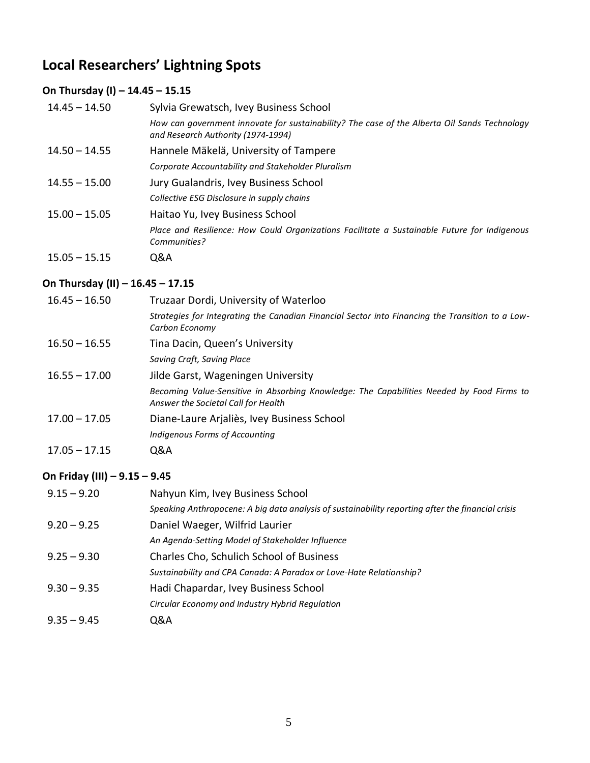## Local Researchers' Lightning Spots

### On Thursday (I) – 14.45 – 15.15

| | | |
|---|---|---|
| 14.45 – 14.50 | Sylvia Grewatsch, Ivey Business School | *How can government innovate for sustainability? The case of the Alberta Oil Sands Technology and Research Authority (1974-1994)* |
| 14.50 – 14.55 | Hannele Mäkelä, University of Tampere | *Corporate Accountability and Stakeholder Pluralism* |
| 14.55 – 15.00 | Jury Gualandris, Ivey Business School | *Collective ESG Disclosure in supply chains* |
| 15.00 – 15.05 | Haitao Yu, Ivey Business School | *Place and Resilience: How Could Organizations Facilitate a Sustainable Future for Indigenous Communities?* |
| 15.05 – 15.15 | Q&A | |

### On Thursday (II) – 16.45 – 17.15

| | | |
|---|---|---|
| 16.45 – 16.50 | Truzaar Dordi, University of Waterloo | *Strategies for Integrating the Canadian Financial Sector into Financing the Transition to a Low-Carbon Economy* |
| 16.50 – 16.55 | Tina Dacin, Queen's University | *Saving Craft, Saving Place* |
| 16.55 – 17.00 | Jilde Garst, Wageningen University | *Becoming Value-Sensitive in Absorbing Knowledge: The Capabilities Needed by Food Firms to Answer the Societal Call for Health* |
| 17.00 – 17.05 | Diane-Laure Arjaliès, Ivey Business School | *Indigenous Forms of Accounting* |
| 17.05 – 17.15 | Q&A | |

### On Friday (III) – 9.15 – 9.45

| | | |
|---|---|---|
| 9.15 – 9.20 | Nahyun Kim, Ivey Business School | *Speaking Anthropocene: A big data analysis of sustainability reporting after the financial crisis* |
| 9.20 – 9.25 | Daniel Waeger, Wilfrid Laurier | *An Agenda-Setting Model of Stakeholder Influence* |
| 9.25 – 9.30 | Charles Cho, Schulich School of Business | *Sustainability and CPA Canada: A Paradox or Love-Hate Relationship?* |
| 9.30 – 9.35 | Hadi Chapardar, Ivey Business School | *Circular Economy and Industry Hybrid Regulation* |
| 9.35 – 9.45 | Q&A | |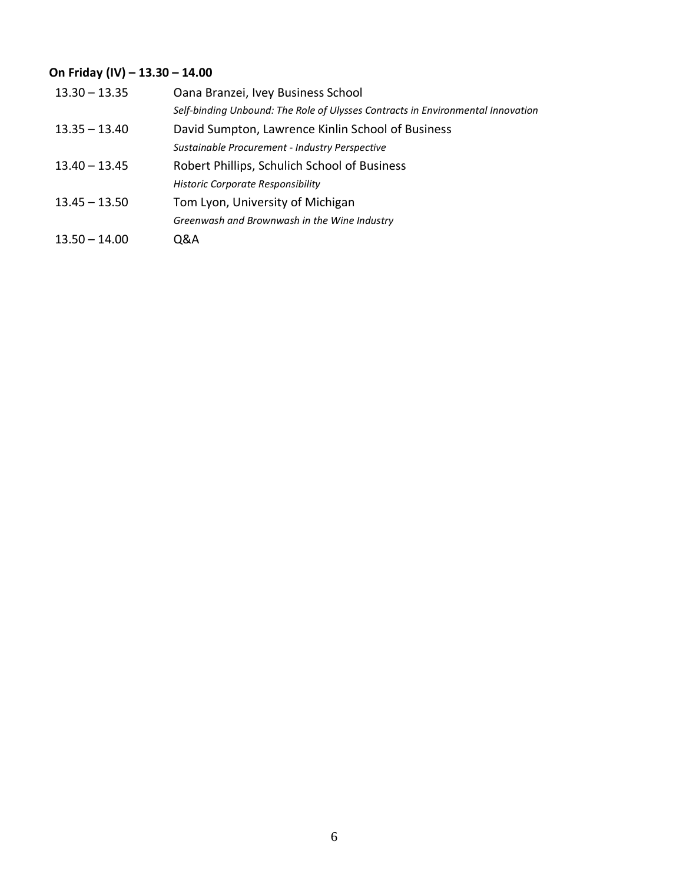**On Friday (IV) – 13.30 – 14.00**

| | |
|---|---|
| 13.30 – 13.35 | Oana Branzei, Ivey Business School<br>*Self-binding Unbound: The Role of Ulysses Contracts in Environmental Innovation* |
| 13.35 – 13.40 | David Sumpton, Lawrence Kinlin School of Business<br>*Sustainable Procurement - Industry Perspective* |
| 13.40 – 13.45 | Robert Phillips, Schulich School of Business<br>*Historic Corporate Responsibility* |
| 13.45 – 13.50 | Tom Lyon, University of Michigan<br>*Greenwash and Brownwash in the Wine Industry* |
| 13.50 – 14.00 | Q&A |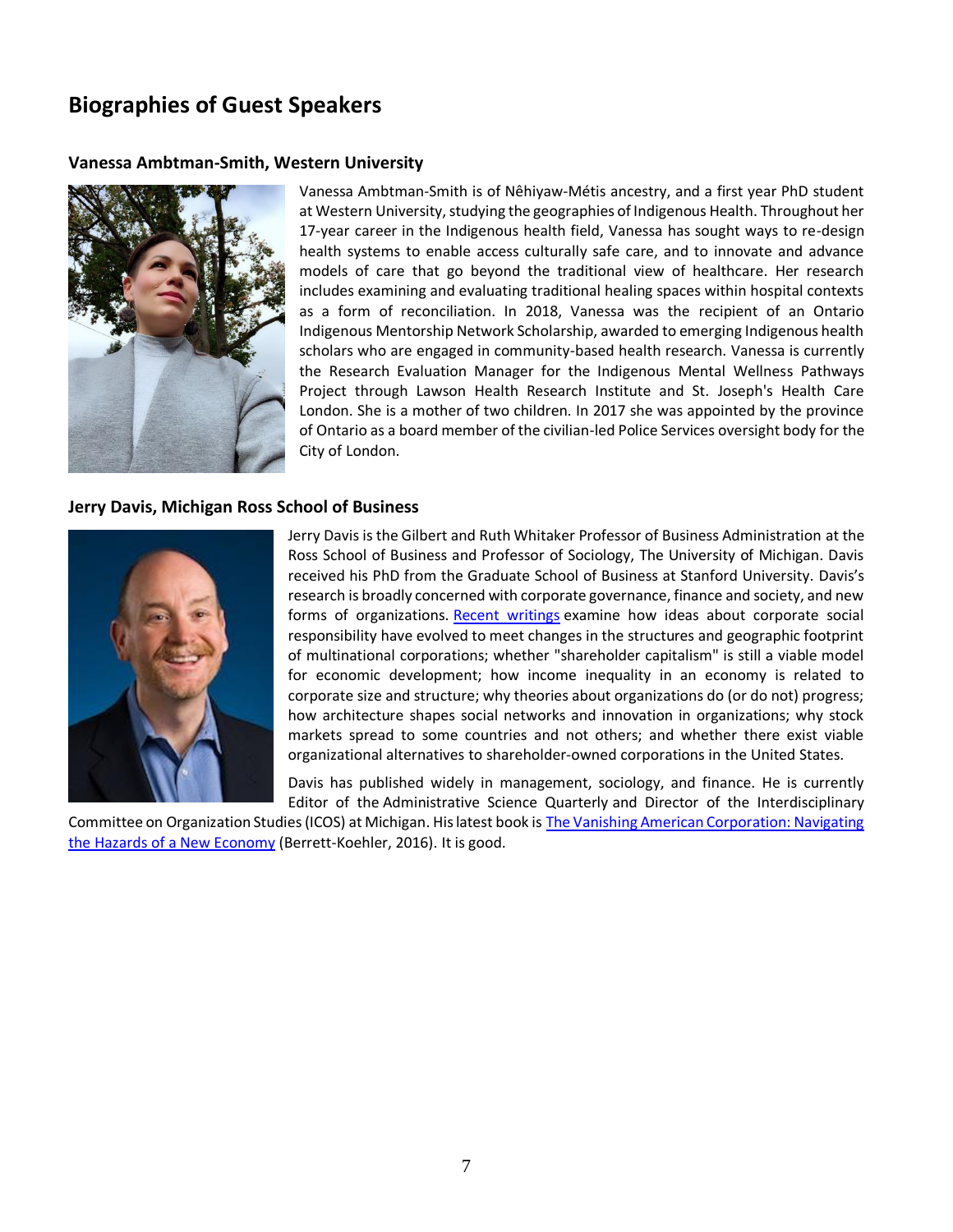## Biographies of Guest Speakers

### Vanessa Ambtman-Smith, Western University

Vanessa Ambtman-Smith is of Nêhiyaw-Métis ancestry, and a first year PhD student at Western University, studying the geographies of Indigenous Health. Throughout her 17-year career in the Indigenous health field, Vanessa has sought ways to re-design health systems to enable access culturally safe care, and to innovate and advance models of care that go beyond the traditional view of healthcare. Her research includes examining and evaluating traditional healing spaces within hospital contexts as a form of reconciliation. In 2018, Vanessa was the recipient of an Ontario Indigenous Mentorship Network Scholarship, awarded to emerging Indigenous health scholars who are engaged in community-based health research. Vanessa is currently the Research Evaluation Manager for the Indigenous Mental Wellness Pathways Project through Lawson Health Research Institute and St. Joseph's Health Care London. She is a mother of two children. In 2017 she was appointed by the province of Ontario as a board member of the civilian-led Police Services oversight body for the City of London.

### Jerry Davis, Michigan Ross School of Business

Jerry Davis is the Gilbert and Ruth Whitaker Professor of Business Administration at the Ross School of Business and Professor of Sociology, The University of Michigan. Davis received his PhD from the Graduate School of Business at Stanford University. Davis's research is broadly concerned with corporate governance, finance and society, and new forms of organizations. Recent writings examine how ideas about corporate social responsibility have evolved to meet changes in the structures and geographic footprint of multinational corporations; whether "shareholder capitalism" is still a viable model for economic development; how income inequality in an economy is related to corporate size and structure; why theories about organizations do (or do not) progress; how architecture shapes social networks and innovation in organizations; why stock markets spread to some countries and not others; and whether there exist viable organizational alternatives to shareholder-owned corporations in the United States.

Davis has published widely in management, sociology, and finance. He is currently Editor of the Administrative Science Quarterly and Director of the Interdisciplinary Committee on Organization Studies (ICOS) at Michigan. His latest book is The Vanishing American Corporation: Navigating the Hazards of a New Economy (Berrett-Koehler, 2016). It is good.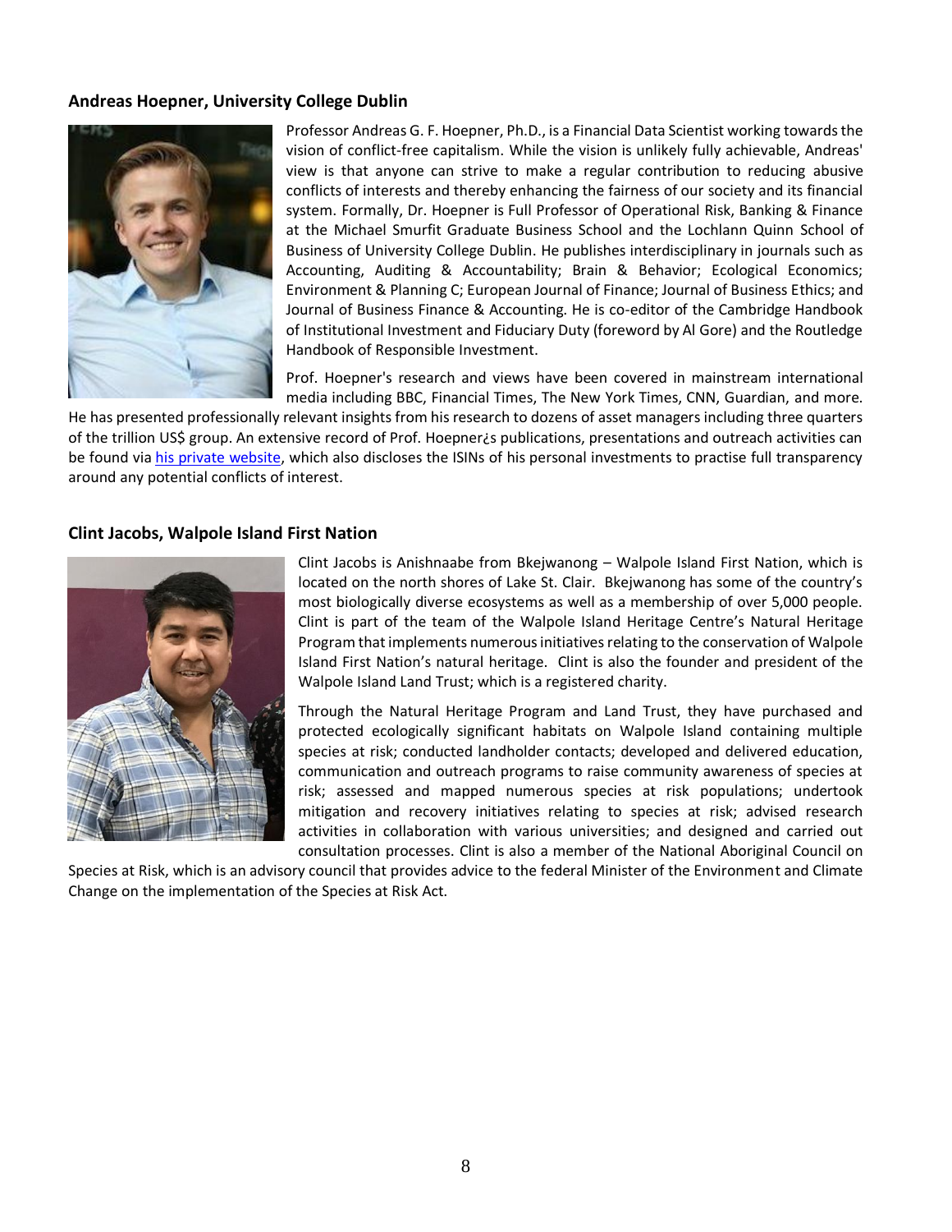**Andreas Hoepner, University College Dublin**

Professor Andreas G. F. Hoepner, Ph.D., is a Financial Data Scientist working towards the vision of conflict-free capitalism. While the vision is unlikely fully achievable, Andreas' view is that anyone can strive to make a regular contribution to reducing abusive conflicts of interests and thereby enhancing the fairness of our society and its financial system. Formally, Dr. Hoepner is Full Professor of Operational Risk, Banking & Finance at the Michael Smurfit Graduate Business School and the Lochlann Quinn School of Business of University College Dublin. He publishes interdisciplinary in journals such as Accounting, Auditing & Accountability; Brain & Behavior; Ecological Economics; Environment & Planning C; European Journal of Finance; Journal of Business Ethics; and Journal of Business Finance & Accounting. He is co-editor of the Cambridge Handbook of Institutional Investment and Fiduciary Duty (foreword by Al Gore) and the Routledge Handbook of Responsible Investment.

Prof. Hoepner's research and views have been covered in mainstream international media including BBC, Financial Times, The New York Times, CNN, Guardian, and more. He has presented professionally relevant insights from his research to dozens of asset managers including three quarters of the trillion US$ group. An extensive record of Prof. Hoepner¿s publications, presentations and outreach activities can be found via his private website, which also discloses the ISINs of his personal investments to practise full transparency around any potential conflicts of interest.

**Clint Jacobs, Walpole Island First Nation**

Clint Jacobs is Anishnaabe from Bkejwanong – Walpole Island First Nation, which is located on the north shores of Lake St. Clair. Bkejwanong has some of the country's most biologically diverse ecosystems as well as a membership of over 5,000 people. Clint is part of the team of the Walpole Island Heritage Centre's Natural Heritage Program that implements numerous initiatives relating to the conservation of Walpole Island First Nation's natural heritage. Clint is also the founder and president of the Walpole Island Land Trust; which is a registered charity.

Through the Natural Heritage Program and Land Trust, they have purchased and protected ecologically significant habitats on Walpole Island containing multiple species at risk; conducted landholder contacts; developed and delivered education, communication and outreach programs to raise community awareness of species at risk; assessed and mapped numerous species at risk populations; undertook mitigation and recovery initiatives relating to species at risk; advised research activities in collaboration with various universities; and designed and carried out consultation processes. Clint is also a member of the National Aboriginal Council on Species at Risk, which is an advisory council that provides advice to the federal Minister of the Environment and Climate Change on the implementation of the Species at Risk Act.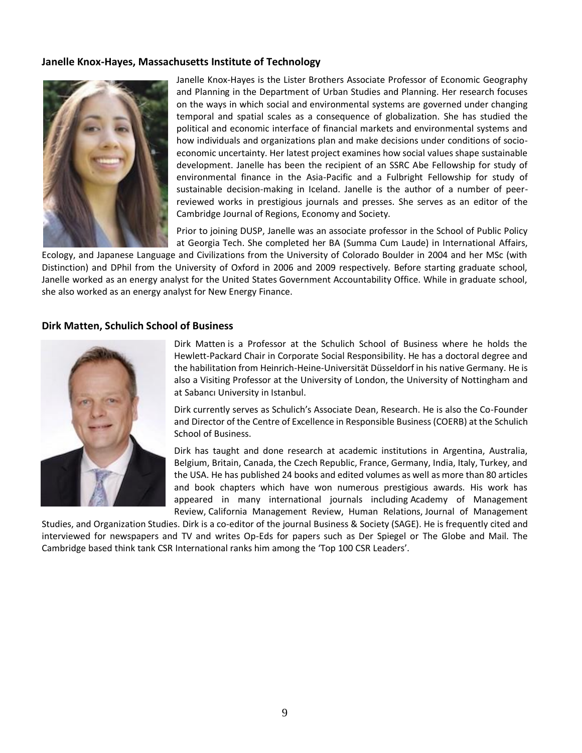### Janelle Knox-Hayes, Massachusetts Institute of Technology

Janelle Knox-Hayes is the Lister Brothers Associate Professor of Economic Geography and Planning in the Department of Urban Studies and Planning. Her research focuses on the ways in which social and environmental systems are governed under changing temporal and spatial scales as a consequence of globalization. She has studied the political and economic interface of financial markets and environmental systems and how individuals and organizations plan and make decisions under conditions of socio-economic uncertainty. Her latest project examines how social values shape sustainable development. Janelle has been the recipient of an SSRC Abe Fellowship for study of environmental finance in the Asia-Pacific and a Fulbright Fellowship for study of sustainable decision-making in Iceland. Janelle is the author of a number of peer-reviewed works in prestigious journals and presses. She serves as an editor of the Cambridge Journal of Regions, Economy and Society.

Prior to joining DUSP, Janelle was an associate professor in the School of Public Policy at Georgia Tech. She completed her BA (Summa Cum Laude) in International Affairs, Ecology, and Japanese Language and Civilizations from the University of Colorado Boulder in 2004 and her MSc (with Distinction) and DPhil from the University of Oxford in 2006 and 2009 respectively. Before starting graduate school, Janelle worked as an energy analyst for the United States Government Accountability Office. While in graduate school, she also worked as an energy analyst for New Energy Finance.

### Dirk Matten, Schulich School of Business

Dirk Matten is a Professor at the Schulich School of Business where he holds the Hewlett-Packard Chair in Corporate Social Responsibility. He has a doctoral degree and the habilitation from Heinrich-Heine-Universität Düsseldorf in his native Germany. He is also a Visiting Professor at the University of London, the University of Nottingham and at Sabancı University in Istanbul.

Dirk currently serves as Schulich's Associate Dean, Research. He is also the Co-Founder and Director of the Centre of Excellence in Responsible Business (COERB) at the Schulich School of Business.

Dirk has taught and done research at academic institutions in Argentina, Australia, Belgium, Britain, Canada, the Czech Republic, France, Germany, India, Italy, Turkey, and the USA. He has published 24 books and edited volumes as well as more than 80 articles and book chapters which have won numerous prestigious awards. His work has appeared in many international journals including Academy of Management Review, California Management Review, Human Relations, Journal of Management Studies, and Organization Studies. Dirk is a co-editor of the journal Business & Society (SAGE). He is frequently cited and interviewed for newspapers and TV and writes Op-Eds for papers such as Der Spiegel or The Globe and Mail. The Cambridge based think tank CSR International ranks him among the 'Top 100 CSR Leaders'.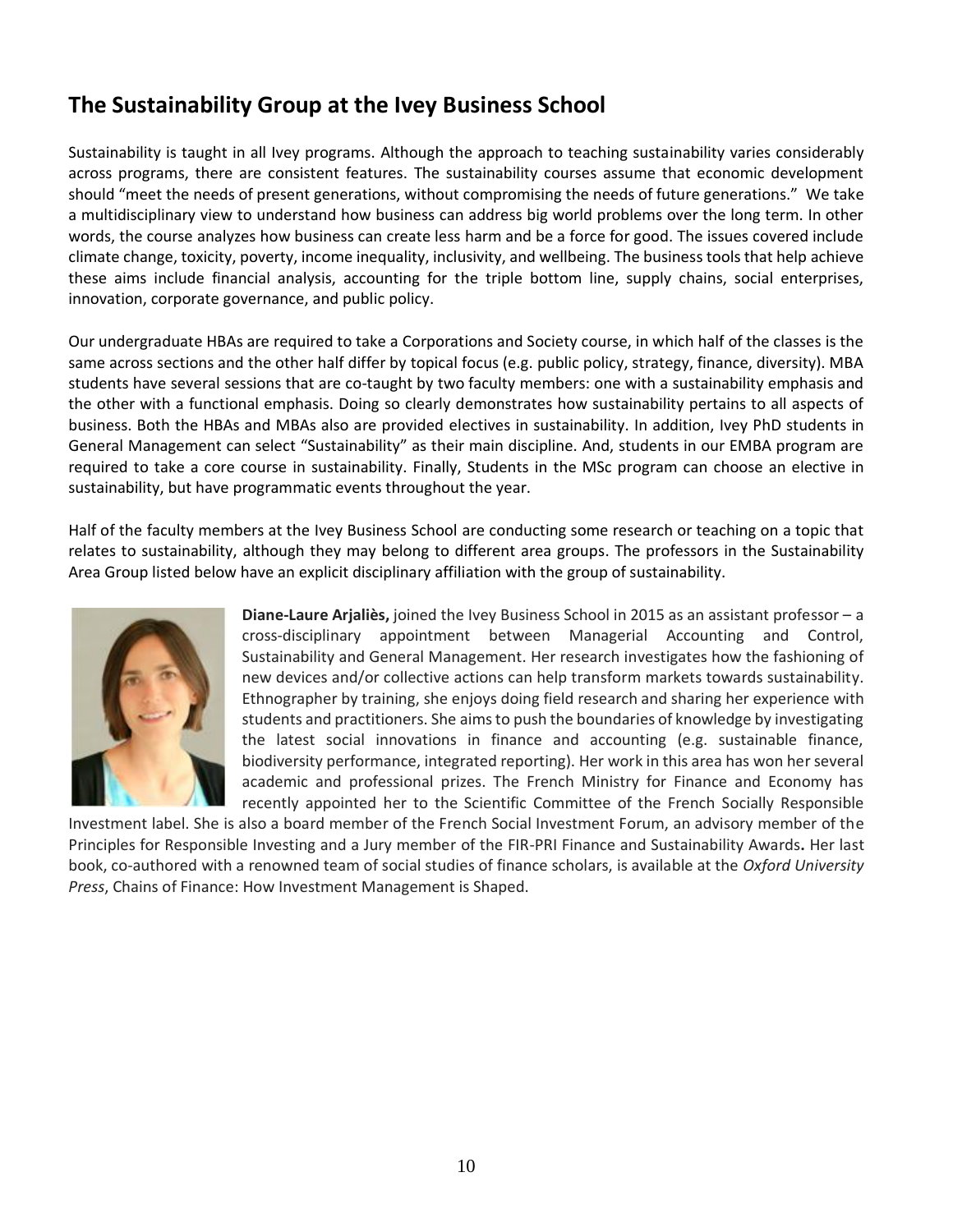## The Sustainability Group at the Ivey Business School

Sustainability is taught in all Ivey programs. Although the approach to teaching sustainability varies considerably across programs, there are consistent features. The sustainability courses assume that economic development should "meet the needs of present generations, without compromising the needs of future generations." We take a multidisciplinary view to understand how business can address big world problems over the long term. In other words, the course analyzes how business can create less harm and be a force for good. The issues covered include climate change, toxicity, poverty, income inequality, inclusivity, and wellbeing. The business tools that help achieve these aims include financial analysis, accounting for the triple bottom line, supply chains, social enterprises, innovation, corporate governance, and public policy.

Our undergraduate HBAs are required to take a Corporations and Society course, in which half of the classes is the same across sections and the other half differ by topical focus (e.g. public policy, strategy, finance, diversity). MBA students have several sessions that are co-taught by two faculty members: one with a sustainability emphasis and the other with a functional emphasis. Doing so clearly demonstrates how sustainability pertains to all aspects of business. Both the HBAs and MBAs also are provided electives in sustainability. In addition, Ivey PhD students in General Management can select "Sustainability" as their main discipline. And, students in our EMBA program are required to take a core course in sustainability. Finally, Students in the MSc program can choose an elective in sustainability, but have programmatic events throughout the year.

Half of the faculty members at the Ivey Business School are conducting some research or teaching on a topic that relates to sustainability, although they may belong to different area groups. The professors in the Sustainability Area Group listed below have an explicit disciplinary affiliation with the group of sustainability.

**Diane-Laure Arjaliès,** joined the Ivey Business School in 2015 as an assistant professor – a cross-disciplinary appointment between Managerial Accounting and Control, Sustainability and General Management. Her research investigates how the fashioning of new devices and/or collective actions can help transform markets towards sustainability. Ethnographer by training, she enjoys doing field research and sharing her experience with students and practitioners. She aims to push the boundaries of knowledge by investigating the latest social innovations in finance and accounting (e.g. sustainable finance, biodiversity performance, integrated reporting). Her work in this area has won her several academic and professional prizes. The French Ministry for Finance and Economy has recently appointed her to the Scientific Committee of the French Socially Responsible Investment label. She is also a board member of the French Social Investment Forum, an advisory member of the Principles for Responsible Investing and a Jury member of the FIR-PRI Finance and Sustainability Awards**.** Her last book, co-authored with a renowned team of social studies of finance scholars, is available at the *Oxford University Press*, Chains of Finance: How Investment Management is Shaped.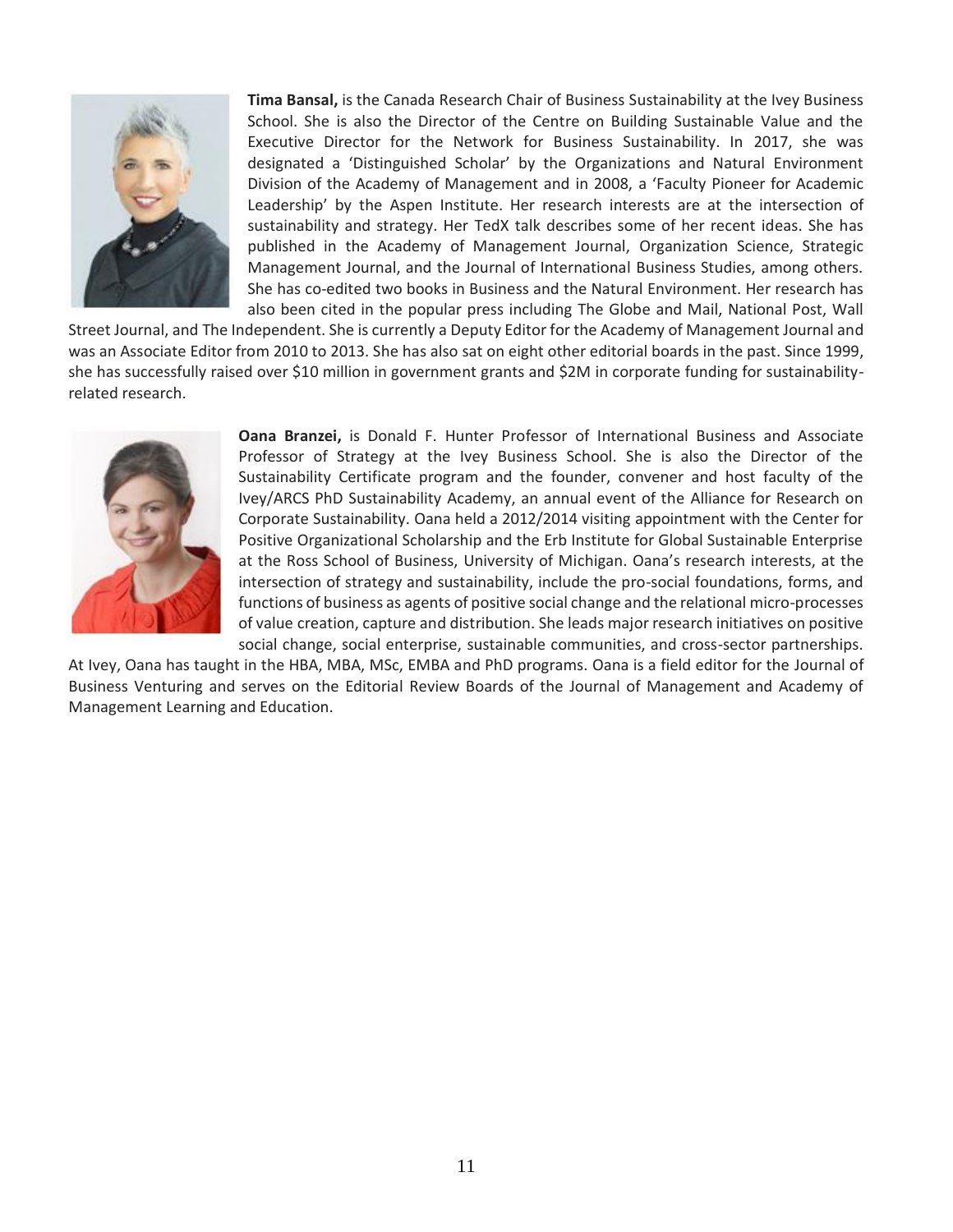**Tima Bansal,** is the Canada Research Chair of Business Sustainability at the Ivey Business School. She is also the Director of the Centre on Building Sustainable Value and the Executive Director for the Network for Business Sustainability. In 2017, she was designated a 'Distinguished Scholar' by the Organizations and Natural Environment Division of the Academy of Management and in 2008, a 'Faculty Pioneer for Academic Leadership' by the Aspen Institute. Her research interests are at the intersection of sustainability and strategy. Her TedX talk describes some of her recent ideas. She has published in the Academy of Management Journal, Organization Science, Strategic Management Journal, and the Journal of International Business Studies, among others. She has co-edited two books in Business and the Natural Environment. Her research has also been cited in the popular press including The Globe and Mail, National Post, Wall Street Journal, and The Independent. She is currently a Deputy Editor for the Academy of Management Journal and was an Associate Editor from 2010 to 2013. She has also sat on eight other editorial boards in the past. Since 1999, she has successfully raised over $10 million in government grants and $2M in corporate funding for sustainability-related research.

**Oana Branzei,** is Donald F. Hunter Professor of International Business and Associate Professor of Strategy at the Ivey Business School. She is also the Director of the Sustainability Certificate program and the founder, convener and host faculty of the Ivey/ARCS PhD Sustainability Academy, an annual event of the Alliance for Research on Corporate Sustainability. Oana held a 2012/2014 visiting appointment with the Center for Positive Organizational Scholarship and the Erb Institute for Global Sustainable Enterprise at the Ross School of Business, University of Michigan. Oana's research interests, at the intersection of strategy and sustainability, include the pro-social foundations, forms, and functions of business as agents of positive social change and the relational micro-processes of value creation, capture and distribution. She leads major research initiatives on positive social change, social enterprise, sustainable communities, and cross-sector partnerships. At Ivey, Oana has taught in the HBA, MBA, MSc, EMBA and PhD programs. Oana is a field editor for the Journal of Business Venturing and serves on the Editorial Review Boards of the Journal of Management and Academy of Management Learning and Education.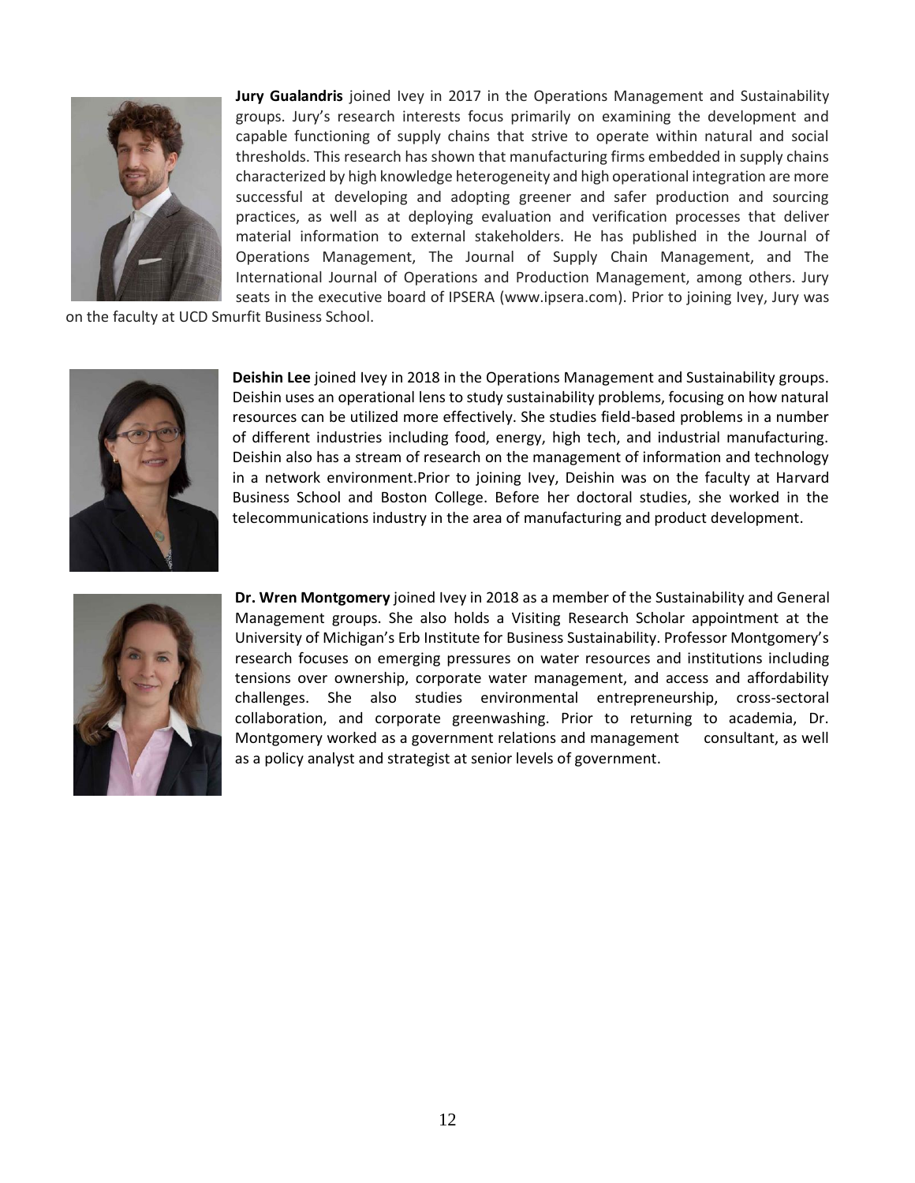**Jury Gualandris** joined Ivey in 2017 in the Operations Management and Sustainability groups. Jury's research interests focus primarily on examining the development and capable functioning of supply chains that strive to operate within natural and social thresholds. This research has shown that manufacturing firms embedded in supply chains characterized by high knowledge heterogeneity and high operational integration are more successful at developing and adopting greener and safer production and sourcing practices, as well as at deploying evaluation and verification processes that deliver material information to external stakeholders. He has published in the Journal of Operations Management, The Journal of Supply Chain Management, and The International Journal of Operations and Production Management, among others. Jury seats in the executive board of IPSERA (www.ipsera.com). Prior to joining Ivey, Jury was on the faculty at UCD Smurfit Business School.

**Deishin Lee** joined Ivey in 2018 in the Operations Management and Sustainability groups. Deishin uses an operational lens to study sustainability problems, focusing on how natural resources can be utilized more effectively. She studies field-based problems in a number of different industries including food, energy, high tech, and industrial manufacturing. Deishin also has a stream of research on the management of information and technology in a network environment.Prior to joining Ivey, Deishin was on the faculty at Harvard Business School and Boston College. Before her doctoral studies, she worked in the telecommunications industry in the area of manufacturing and product development.

**Dr. Wren Montgomery** joined Ivey in 2018 as a member of the Sustainability and General Management groups. She also holds a Visiting Research Scholar appointment at the University of Michigan's Erb Institute for Business Sustainability. Professor Montgomery's research focuses on emerging pressures on water resources and institutions including tensions over ownership, corporate water management, and access and affordability challenges. She also studies environmental entrepreneurship, cross-sectoral collaboration, and corporate greenwashing. Prior to returning to academia, Dr. Montgomery worked as a government relations and management consultant, as well as a policy analyst and strategist at senior levels of government.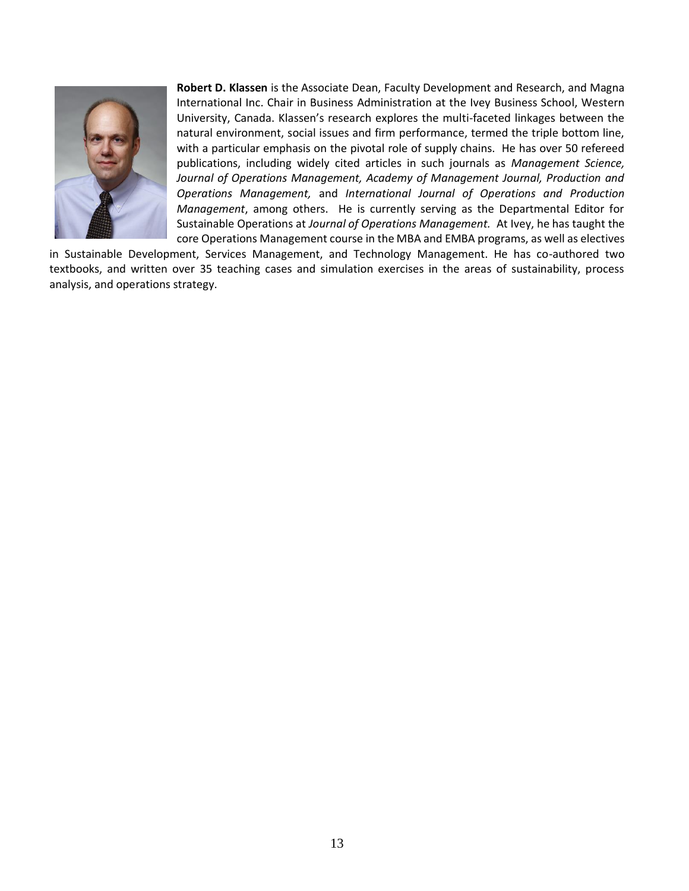**Robert D. Klassen** is the Associate Dean, Faculty Development and Research, and Magna International Inc. Chair in Business Administration at the Ivey Business School, Western University, Canada. Klassen's research explores the multi-faceted linkages between the natural environment, social issues and firm performance, termed the triple bottom line, with a particular emphasis on the pivotal role of supply chains. He has over 50 refereed publications, including widely cited articles in such journals as *Management Science, Journal of Operations Management, Academy of Management Journal, Production and Operations Management,* and *International Journal of Operations and Production Management*, among others. He is currently serving as the Departmental Editor for Sustainable Operations at *Journal of Operations Management.* At Ivey, he has taught the core Operations Management course in the MBA and EMBA programs, as well as electives in Sustainable Development, Services Management, and Technology Management. He has co-authored two textbooks, and written over 35 teaching cases and simulation exercises in the areas of sustainability, process analysis, and operations strategy.